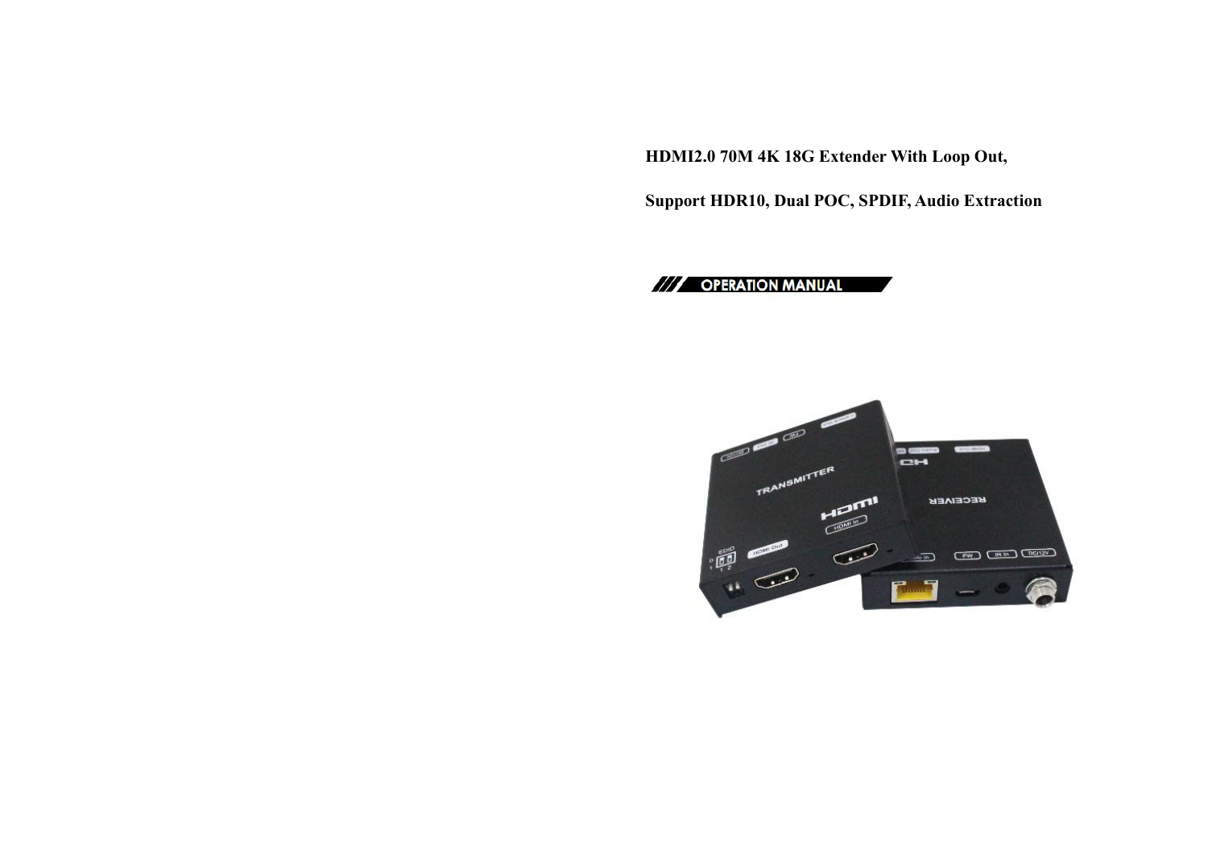# HDMI2.0 70M 4K 18G Extender With Loop Out,

# Support HDR10, Dual POC, SPDIF, Audio Extraction

## OPERATION MANUAL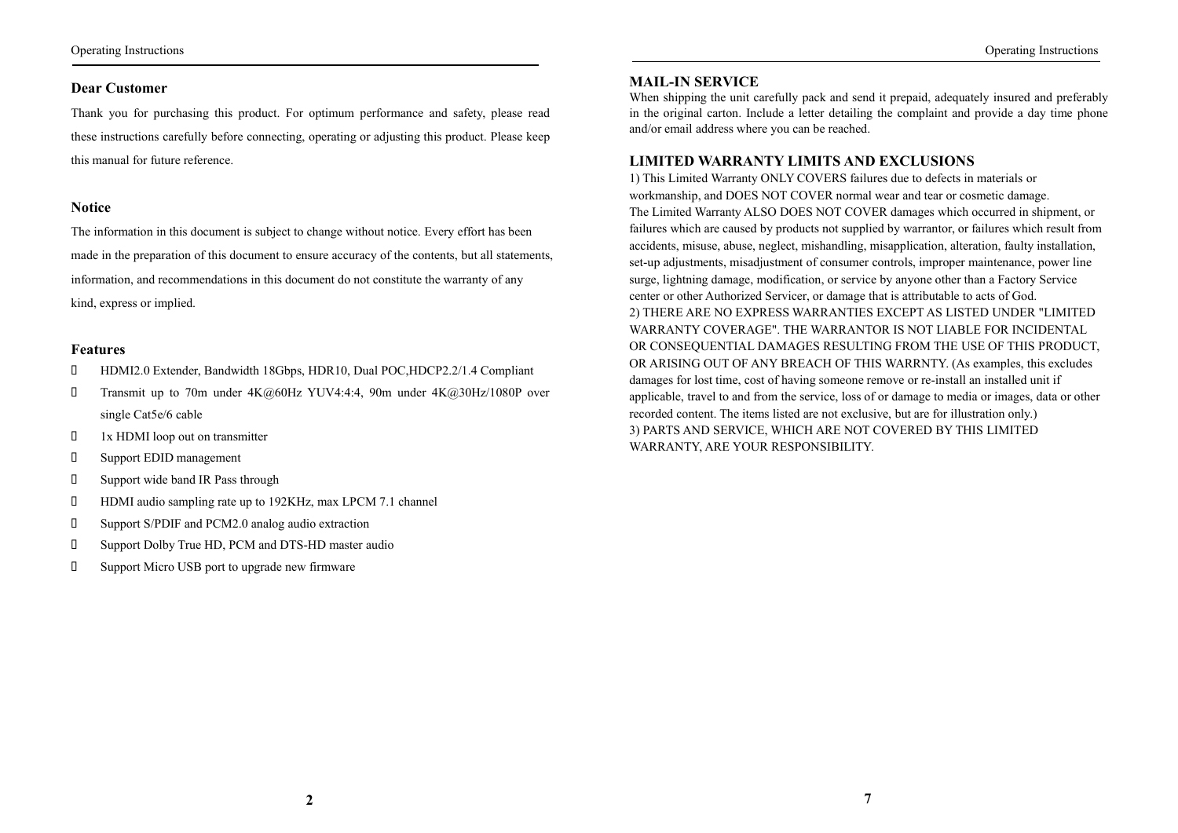## Dear Customer

Thank you for purchasing this product. For optimum performance and safety, please read these instructions carefully before connecting, operating or adjusting this product. Please keep this manual for future reference.

## Notice

The information in this document is subject to change without notice. Every effort has been made in the preparation of this document to ensure accuracy of the contents, but all statements, information, and recommendations in this document do not constitute the warranty of any kind, express or implied.

## Features

- HDMI2.0 Extender, Bandwidth 18Gbps, HDR10, Dual POC,HDCP2.2/1.4 Compliant
- Transmit up to 70m under 4K@60Hz YUV4:4:4, 90m under 4K@30Hz/1080P over single Cat5e/6 cable
- 1x HDMI loop out on transmitter
- Support EDID management
- Support wide band IR Pass through
- HDMI audio sampling rate up to 192KHz, max LPCM 7.1 channel
- Support S/PDIF and PCM2.0 analog audio extraction
- Support Dolby True HD, PCM and DTS-HD master audio
- Support Micro USB port to upgrade new firmware

## MAIL-IN SERVICE

When shipping the unit carefully pack and send it prepaid, adequately insured and preferably in the original carton. Include a letter detailing the complaint and provide a day time phone and/or email address where you can be reached.

## LIMITED WARRANTY LIMITS AND EXCLUSIONS

1) This Limited Warranty ONLY COVERS failures due to defects in materials or workmanship, and DOES NOT COVER normal wear and tear or cosmetic damage.
The Limited Warranty ALSO DOES NOT COVER damages which occurred in shipment, or failures which are caused by products not supplied by warrantor, or failures which result from accidents, misuse, abuse, neglect, mishandling, misapplication, alteration, faulty installation, set-up adjustments, misadjustment of consumer controls, improper maintenance, power line surge, lightning damage, modification, or service by anyone other than a Factory Service center or other Authorized Servicer, or damage that is attributable to acts of God.
2) THERE ARE NO EXPRESS WARRANTIES EXCEPT AS LISTED UNDER "LIMITED WARRANTY COVERAGE". THE WARRANTOR IS NOT LIABLE FOR INCIDENTAL OR CONSEQUENTIAL DAMAGES RESULTING FROM THE USE OF THIS PRODUCT, OR ARISING OUT OF ANY BREACH OF THIS WARRNTY. (As examples, this excludes damages for lost time, cost of having someone remove or re-install an installed unit if applicable, travel to and from the service, loss of or damage to media or images, data or other recorded content. The items listed are not exclusive, but are for illustration only.)
3) PARTS AND SERVICE, WHICH ARE NOT COVERED BY THIS LIMITED WARRANTY, ARE YOUR RESPONSIBILITY.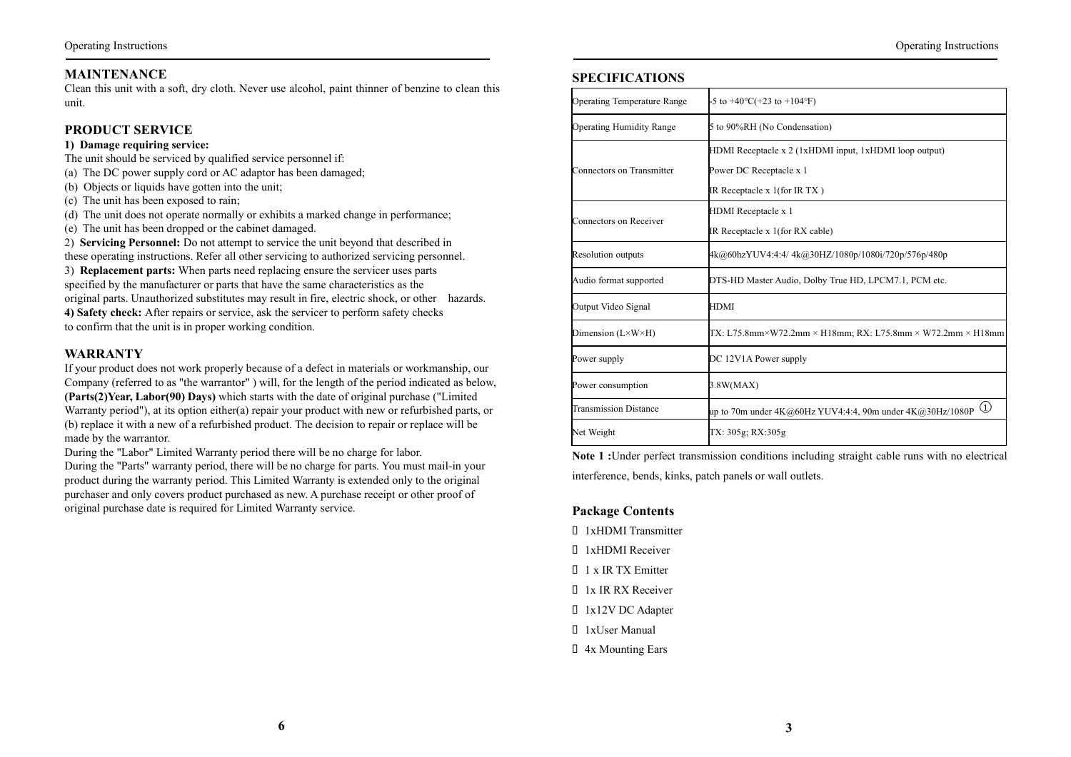## MAINTENANCE

Clean this unit with a soft, dry cloth. Never use alcohol, paint thinner of benzine to clean this unit.

## PRODUCT SERVICE

**1) Damage requiring service:**

The unit should be serviced by qualified service personnel if:

(a) The DC power supply cord or AC adaptor has been damaged;
(b) Objects or liquids have gotten into the unit;
(c) The unit has been exposed to rain;
(d) The unit does not operate normally or exhibits a marked change in performance;
(e) The unit has been dropped or the cabinet damaged.

2) **Servicing Personnel:** Do not attempt to service the unit beyond that described in these operating instructions. Refer all other servicing to authorized servicing personnel.

3) **Replacement parts:** When parts need replacing ensure the servicer uses parts specified by the manufacturer or parts that have the same characteristics as the original parts. Unauthorized substitutes may result in fire, electric shock, or other hazards.

**4) Safety check:** After repairs or service, ask the servicer to perform safety checks to confirm that the unit is in proper working condition.

## WARRANTY

If your product does not work properly because of a defect in materials or workmanship, our Company (referred to as "the warrantor" ) will, for the length of the period indicated as below, **(Parts(2)Year, Labor(90) Days)** which starts with the date of original purchase ("Limited Warranty period"), at its option either(a) repair your product with new or refurbished parts, or (b) replace it with a new of a refurbished product. The decision to repair or replace will be made by the warrantor.

During the "Labor" Limited Warranty period there will be no charge for labor.

During the "Parts" warranty period, there will be no charge for parts. You must mail-in your product during the warranty period. This Limited Warranty is extended only to the original purchaser and only covers product purchased as new. A purchase receipt or other proof of original purchase date is required for Limited Warranty service.

## SPECIFICATIONS

| | |
|---|---|
| Operating Temperature Range | -5 to +40℃(+23 to +104℉) |
| Operating Humidity Range | 5 to 90%RH (No Condensation) |
| Connectors on Transmitter | HDMI Receptacle x 2 (1xHDMI input, 1xHDMI loop output)<br>Power DC Receptacle x 1<br>IR Receptacle x 1(for IR TX ) |
| Connectors on Receiver | HDMI Receptacle x 1<br>IR Receptacle x 1(for RX cable) |
| Resolution outputs | 4k@60hzYUV4:4:4/ 4k@30HZ/1080p/1080i/720p/576p/480p |
| Audio format supported | DTS-HD Master Audio, Dolby True HD, LPCM7.1, PCM etc. |
| Output Video Signal | HDMI |
| Dimension (L×W×H) | TX: L75.8mm×W72.2mm × H18mm; RX: L75.8mm × W72.2mm × H18mm |
| Power supply | DC 12V1A Power supply |
| Power consumption | 3.8W(MAX) |
| Transmission Distance | up to 70m under 4K@60Hz YUV4:4:4, 90m under 4K@30Hz/1080P ① |
| Net Weight | TX: 305g; RX:305g |

**Note 1 :**Under perfect transmission conditions including straight cable runs with no electrical interference, bends, kinks, patch panels or wall outlets.

### Package Contents

- 1xHDMI Transmitter
- 1xHDMI Receiver
- 1 x IR TX Emitter
- 1x IR RX Receiver
- 1x12V DC Adapter
- 1xUser Manual
- 4x Mounting Ears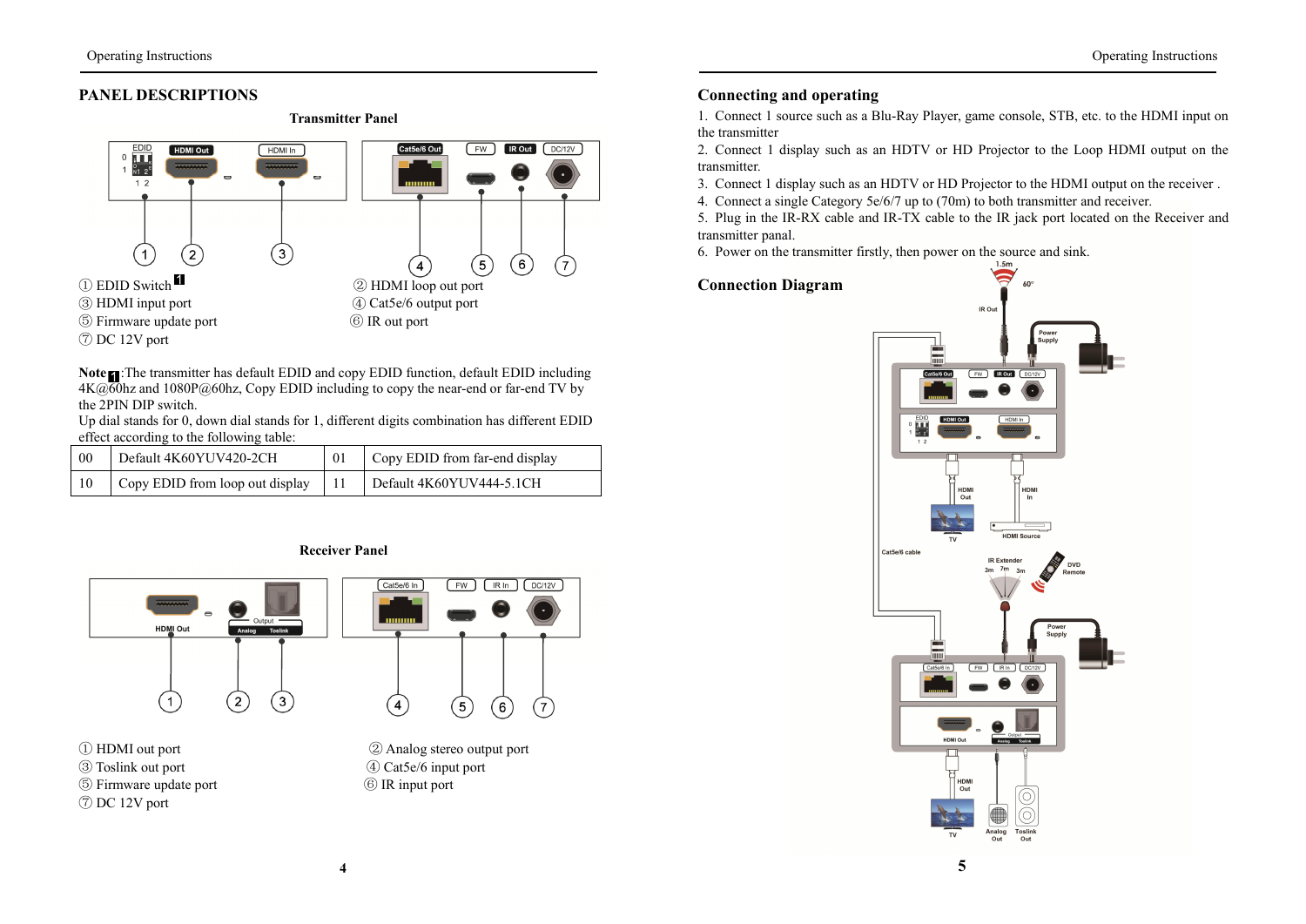# PANEL DESCRIPTIONS

**Transmitter Panel**

EDID
0
1
1 2
HDMI Out
HDMI In
Cat5e/6 Out
FW
IR Out
DC/12V
1
2
3
4
5
6
7

① EDID Switch [1]
② HDMI loop out port
③ HDMI input port
④ Cat5e/6 output port
⑤ Firmware update port
⑥ IR out port
⑦ DC 12V port

**Note**[1]:The transmitter has default EDID and copy EDID function, default EDID including 4K@60hz and 1080P@60hz, Copy EDID including to copy the near-end or far-end TV by the 2PIN DIP switch.
Up dial stands for 0, down dial stands for 1, different digits combination has different EDID effect according to the following table:

| | | | |
|---|---|---|---|
| 00 | Default 4K60YUV420-2CH | 01 | Copy EDID from far-end display |
| 10 | Copy EDID from loop out display | 11 | Default 4K60YUV444-5.1CH |

**Receiver Panel**

HDMI Out
Output
Analog
Toslink
Cat5e/6 In
FW
IR In
DC/12V
1
2
3
4
5
6
7

① HDMI out port
② Analog stereo output port
③ Toslink out port
④ Cat5e/6 input port
⑤ Firmware update port
⑥ IR input port
⑦ DC 12V port

## Connecting and operating

1. Connect 1 source such as a Blu-Ray Player, game console, STB, etc. to the HDMI input on the transmitter
2. Connect 1 display such as an HDTV or HD Projector to the Loop HDMI output on the transmitter.
3. Connect 1 display such as an HDTV or HD Projector to the HDMI output on the receiver .
4. Connect a single Category 5e/6/7 up to (70m) to both transmitter and receiver.
5. Plug in the IR-RX cable and IR-TX cable to the IR jack port located on the Receiver and transmitter panal.
6. Power on the transmitter firstly, then power on the source and sink.

## Connection Diagram

1.5m
60°
IR Out
Power Supply
Cat5e/6 Out
FW
IR Out
DC/12V
EDID
0
1
1 2
HDMI Out
HDMI In
HDMI Out
HDMI In
TV
HDMI Source
Cat5e/6 cable
IR Extender
3m
7m
3m
DVD Remote
Power Supply
Cat5e/6 In
FW
IR In
DC/12V
HDMI Out
Output
Analog
Toslink
HDMI Out
TV
Analog Out
Toslink Out